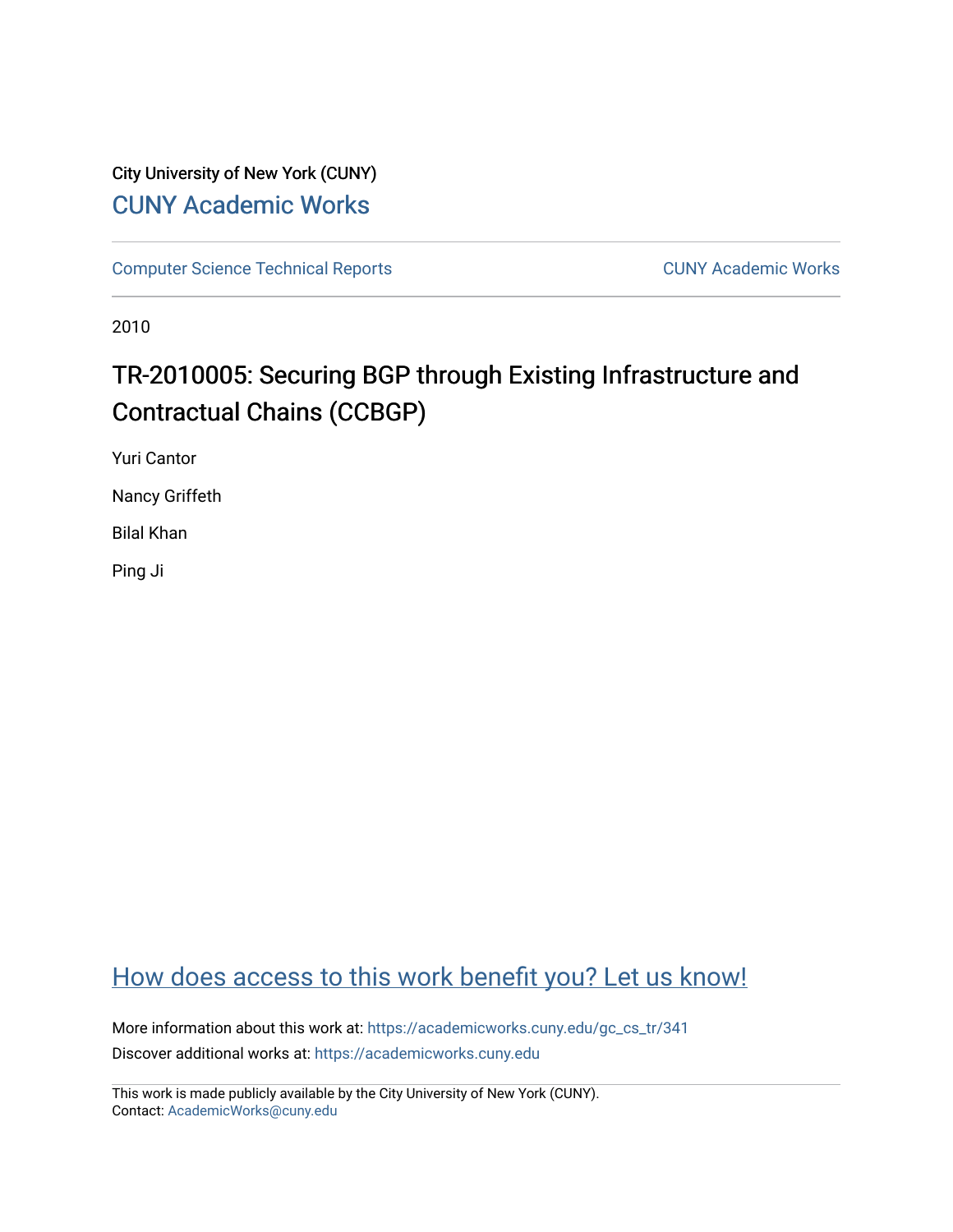City University of New York (CUNY)

CUNY Academic Works

Computer Science Technical Reports

CUNY Academic Works

2010

# TR-2010005: Securing BGP through Existing Infrastructure and Contractual Chains (CCBGP)

Yuri Cantor

Nancy Griffeth

Bilal Khan

Ping Ji

How does access to this work benefit you? Let us know!

More information about this work at: https://academicworks.cuny.edu/gc_cs_tr/341

Discover additional works at: https://academicworks.cuny.edu

This work is made publicly available by the City University of New York (CUNY).
Contact: AcademicWorks@cuny.edu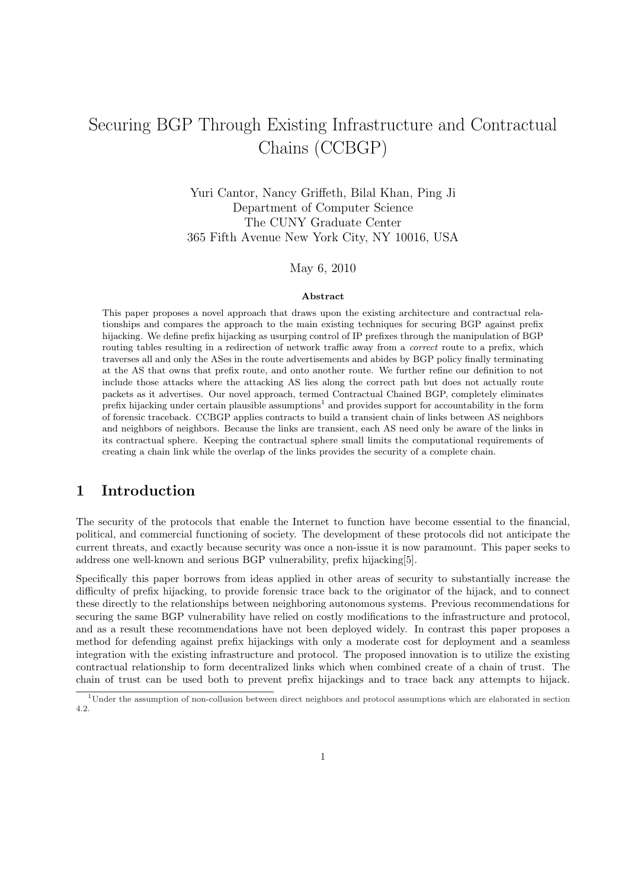# Securing BGP Through Existing Infrastructure and Contractual Chains (CCBGP)

Yuri Cantor, Nancy Griffeth, Bilal Khan, Ping Ji
Department of Computer Science
The CUNY Graduate Center
365 Fifth Avenue New York City, NY 10016, USA

May 6, 2010

**Abstract**

This paper proposes a novel approach that draws upon the existing architecture and contractual relationships and compares the approach to the main existing techniques for securing BGP against prefix hijacking. We define prefix hijacking as usurping control of IP prefixes through the manipulation of BGP routing tables resulting in a redirection of network traffic away from a *correct* route to a prefix, which traverses all and only the ASes in the route advertisements and abides by BGP policy finally terminating at the AS that owns that prefix route, and onto another route. We further refine our definition to not include those attacks where the attacking AS lies along the correct path but does not actually route packets as it advertises. Our novel approach, termed Contractual Chained BGP, completely eliminates prefix hijacking under certain plausible assumptions[1] and provides support for accountability in the form of forensic traceback. CCBGP applies contracts to build a transient chain of links between AS neighbors and neighbors of neighbors. Because the links are transient, each AS need only be aware of the links in its contractual sphere. Keeping the contractual sphere small limits the computational requirements of creating a chain link while the overlap of the links provides the security of a complete chain.

## 1 Introduction

The security of the protocols that enable the Internet to function have become essential to the financial, political, and commercial functioning of society. The development of these protocols did not anticipate the current threats, and exactly because security was once a non-issue it is now paramount. This paper seeks to address one well-known and serious BGP vulnerability, prefix hijacking[5].

Specifically this paper borrows from ideas applied in other areas of security to substantially increase the difficulty of prefix hijacking, to provide forensic trace back to the originator of the hijack, and to connect these directly to the relationships between neighboring autonomous systems. Previous recommendations for securing the same BGP vulnerability have relied on costly modifications to the infrastructure and protocol, and as a result these recommendations have not been deployed widely. In contrast this paper proposes a method for defending against prefix hijackings with only a moderate cost for deployment and a seamless integration with the existing infrastructure and protocol. The proposed innovation is to utilize the existing contractual relationship to form decentralized links which when combined create of a chain of trust. The chain of trust can be used both to prevent prefix hijackings and to trace back any attempts to hijack.

[1] Under the assumption of non-collusion between direct neighbors and protocol assumptions which are elaborated in section 4.2.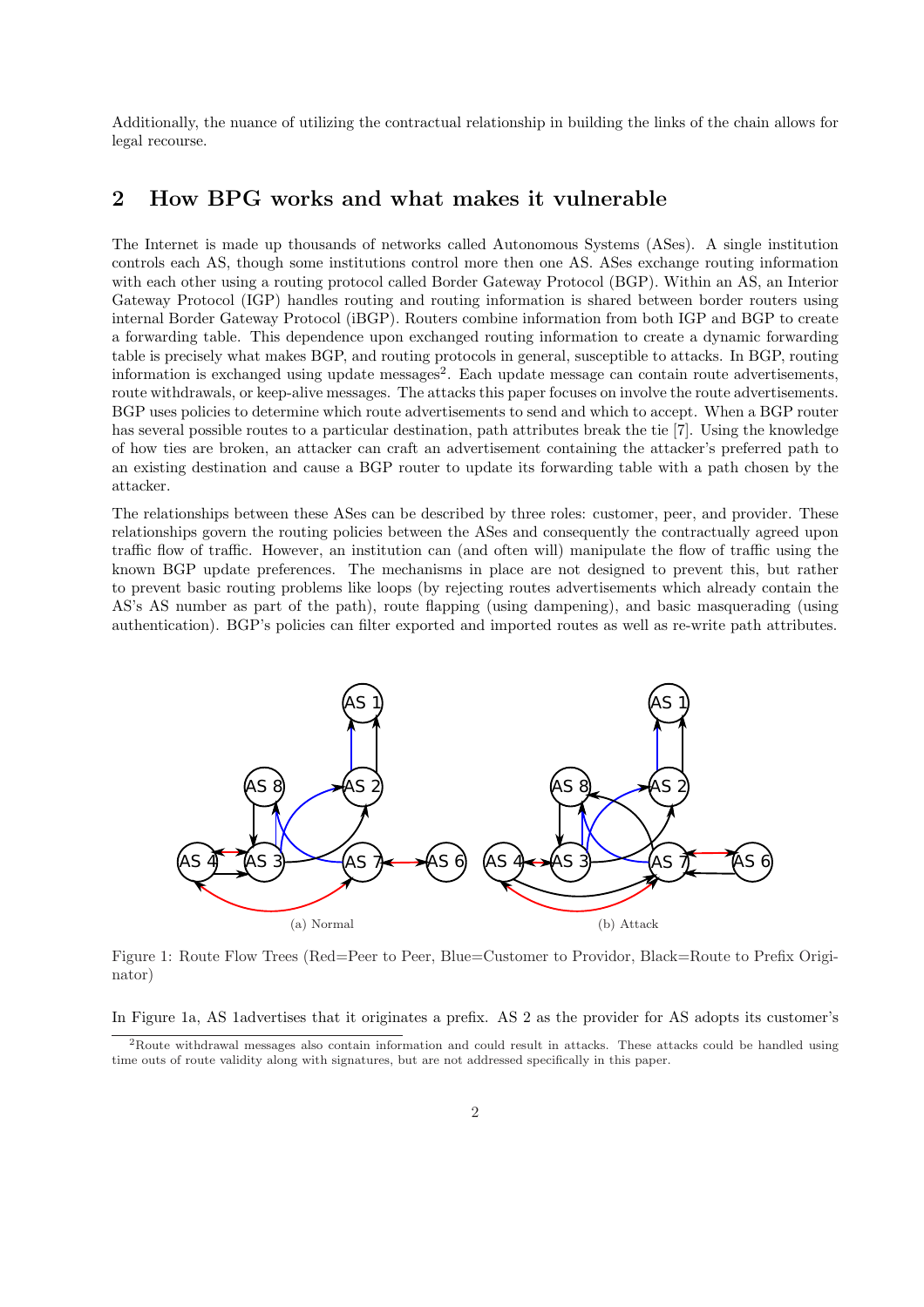Additionally, the nuance of utilizing the contractual relationship in building the links of the chain allows for legal recourse.

## 2 How BPG works and what makes it vulnerable

The Internet is made up thousands of networks called Autonomous Systems (ASes). A single institution controls each AS, though some institutions control more then one AS. ASes exchange routing information with each other using a routing protocol called Border Gateway Protocol (BGP). Within an AS, an Interior Gateway Protocol (IGP) handles routing and routing information is shared between border routers using internal Border Gateway Protocol (iBGP). Routers combine information from both IGP and BGP to create a forwarding table. This dependence upon exchanged routing information to create a dynamic forwarding table is precisely what makes BGP, and routing protocols in general, susceptible to attacks. In BGP, routing information is exchanged using update messages[2]. Each update message can contain route advertisements, route withdrawals, or keep-alive messages. The attacks this paper focuses on involve the route advertisements. BGP uses policies to determine which route advertisements to send and which to accept. When a BGP router has several possible routes to a particular destination, path attributes break the tie [7]. Using the knowledge of how ties are broken, an attacker can craft an advertisement containing the attacker's preferred path to an existing destination and cause a BGP router to update its forwarding table with a path chosen by the attacker.

The relationships between these ASes can be described by three roles: customer, peer, and provider. These relationships govern the routing policies between the ASes and consequently the contractually agreed upon traffic flow of traffic. However, an institution can (and often will) manipulate the flow of traffic using the known BGP update preferences. The mechanisms in place are not designed to prevent this, but rather to prevent basic routing problems like loops (by rejecting routes advertisements which already contain the AS's AS number as part of the path), route flapping (using dampening), and basic masquerading (using authentication). BGP's policies can filter exported and imported routes as well as re-write path attributes.

(a) Normal

(b) Attack

Figure 1: Route Flow Trees (Red=Peer to Peer, Blue=Customer to Providor, Black=Route to Prefix Originator)

In Figure 1a, AS 1advertises that it originates a prefix. AS 2 as the provider for AS adopts its customer's

[2] Route withdrawal messages also contain information and could result in attacks. These attacks could be handled using time outs of route validity along with signatures, but are not addressed specifically in this paper.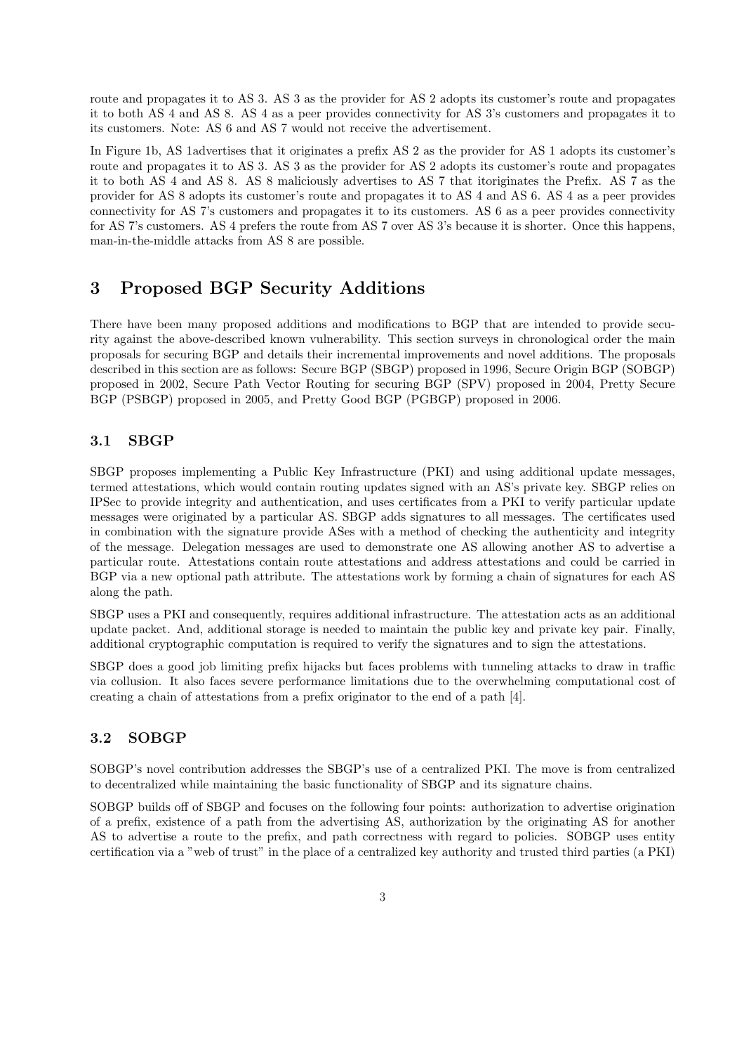route and propagates it to AS 3. AS 3 as the provider for AS 2 adopts its customer's route and propagates it to both AS 4 and AS 8. AS 4 as a peer provides connectivity for AS 3's customers and propagates it to its customers. Note: AS 6 and AS 7 would not receive the advertisement.

In Figure 1b, AS 1advertises that it originates a prefix AS 2 as the provider for AS 1 adopts its customer's route and propagates it to AS 3. AS 3 as the provider for AS 2 adopts its customer's route and propagates it to both AS 4 and AS 8. AS 8 maliciously advertises to AS 7 that itoriginates the Prefix. AS 7 as the provider for AS 8 adopts its customer's route and propagates it to AS 4 and AS 6. AS 4 as a peer provides connectivity for AS 7's customers and propagates it to its customers. AS 6 as a peer provides connectivity for AS 7's customers. AS 4 prefers the route from AS 7 over AS 3's because it is shorter. Once this happens, man-in-the-middle attacks from AS 8 are possible.

## 3 Proposed BGP Security Additions

There have been many proposed additions and modifications to BGP that are intended to provide security against the above-described known vulnerability. This section surveys in chronological order the main proposals for securing BGP and details their incremental improvements and novel additions. The proposals described in this section are as follows: Secure BGP (SBGP) proposed in 1996, Secure Origin BGP (SOBGP) proposed in 2002, Secure Path Vector Routing for securing BGP (SPV) proposed in 2004, Pretty Secure BGP (PSBGP) proposed in 2005, and Pretty Good BGP (PGBGP) proposed in 2006.

### 3.1 SBGP

SBGP proposes implementing a Public Key Infrastructure (PKI) and using additional update messages, termed attestations, which would contain routing updates signed with an AS's private key. SBGP relies on IPSec to provide integrity and authentication, and uses certificates from a PKI to verify particular update messages were originated by a particular AS. SBGP adds signatures to all messages. The certificates used in combination with the signature provide ASes with a method of checking the authenticity and integrity of the message. Delegation messages are used to demonstrate one AS allowing another AS to advertise a particular route. Attestations contain route attestations and address attestations and could be carried in BGP via a new optional path attribute. The attestations work by forming a chain of signatures for each AS along the path.

SBGP uses a PKI and consequently, requires additional infrastructure. The attestation acts as an additional update packet. And, additional storage is needed to maintain the public key and private key pair. Finally, additional cryptographic computation is required to verify the signatures and to sign the attestations.

SBGP does a good job limiting prefix hijacks but faces problems with tunneling attacks to draw in traffic via collusion. It also faces severe performance limitations due to the overwhelming computational cost of creating a chain of attestations from a prefix originator to the end of a path [4].

### 3.2 SOBGP

SOBGP's novel contribution addresses the SBGP's use of a centralized PKI. The move is from centralized to decentralized while maintaining the basic functionality of SBGP and its signature chains.

SOBGP builds off of SBGP and focuses on the following four points: authorization to advertise origination of a prefix, existence of a path from the advertising AS, authorization by the originating AS for another AS to advertise a route to the prefix, and path correctness with regard to policies. SOBGP uses entity certification via a "web of trust" in the place of a centralized key authority and trusted third parties (a PKI)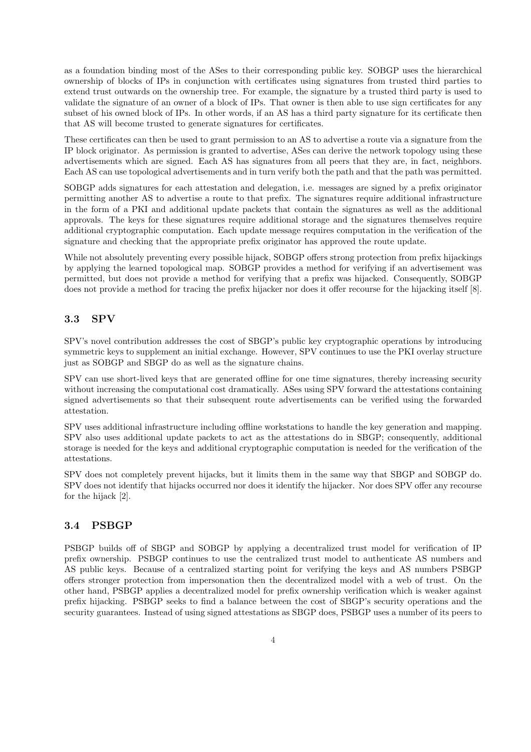as a foundation binding most of the ASes to their corresponding public key. SOBGP uses the hierarchical ownership of blocks of IPs in conjunction with certificates using signatures from trusted third parties to extend trust outwards on the ownership tree. For example, the signature by a trusted third party is used to validate the signature of an owner of a block of IPs. That owner is then able to use sign certificates for any subset of his owned block of IPs. In other words, if an AS has a third party signature for its certificate then that AS will become trusted to generate signatures for certificates.

These certificates can then be used to grant permission to an AS to advertise a route via a signature from the IP block originator. As permission is granted to advertise, ASes can derive the network topology using these advertisements which are signed. Each AS has signatures from all peers that they are, in fact, neighbors. Each AS can use topological advertisements and in turn verify both the path and that the path was permitted.

SOBGP adds signatures for each attestation and delegation, i.e. messages are signed by a prefix originator permitting another AS to advertise a route to that prefix. The signatures require additional infrastructure in the form of a PKI and additional update packets that contain the signatures as well as the additional approvals. The keys for these signatures require additional storage and the signatures themselves require additional cryptographic computation. Each update message requires computation in the verification of the signature and checking that the appropriate prefix originator has approved the route update.

While not absolutely preventing every possible hijack, SOBGP offers strong protection from prefix hijackings by applying the learned topological map. SOBGP provides a method for verifying if an advertisement was permitted, but does not provide a method for verifying that a prefix was hijacked. Consequently, SOBGP does not provide a method for tracing the prefix hijacker nor does it offer recourse for the hijacking itself [8].

## 3.3 SPV

SPV's novel contribution addresses the cost of SBGP's public key cryptographic operations by introducing symmetric keys to supplement an initial exchange. However, SPV continues to use the PKI overlay structure just as SOBGP and SBGP do as well as the signature chains.

SPV can use short-lived keys that are generated offline for one time signatures, thereby increasing security without increasing the computational cost dramatically. ASes using SPV forward the attestations containing signed advertisements so that their subsequent route advertisements can be verified using the forwarded attestation.

SPV uses additional infrastructure including offline workstations to handle the key generation and mapping. SPV also uses additional update packets to act as the attestations do in SBGP; consequently, additional storage is needed for the keys and additional cryptographic computation is needed for the verification of the attestations.

SPV does not completely prevent hijacks, but it limits them in the same way that SBGP and SOBGP do. SPV does not identify that hijacks occurred nor does it identify the hijacker. Nor does SPV offer any recourse for the hijack [2].

## 3.4 PSBGP

PSBGP builds off of SBGP and SOBGP by applying a decentralized trust model for verification of IP prefix ownership. PSBGP continues to use the centralized trust model to authenticate AS numbers and AS public keys. Because of a centralized starting point for verifying the keys and AS numbers PSBGP offers stronger protection from impersonation then the decentralized model with a web of trust. On the other hand, PSBGP applies a decentralized model for prefix ownership verification which is weaker against prefix hijacking. PSBGP seeks to find a balance between the cost of SBGP's security operations and the security guarantees. Instead of using signed attestations as SBGP does, PSBGP uses a number of its peers to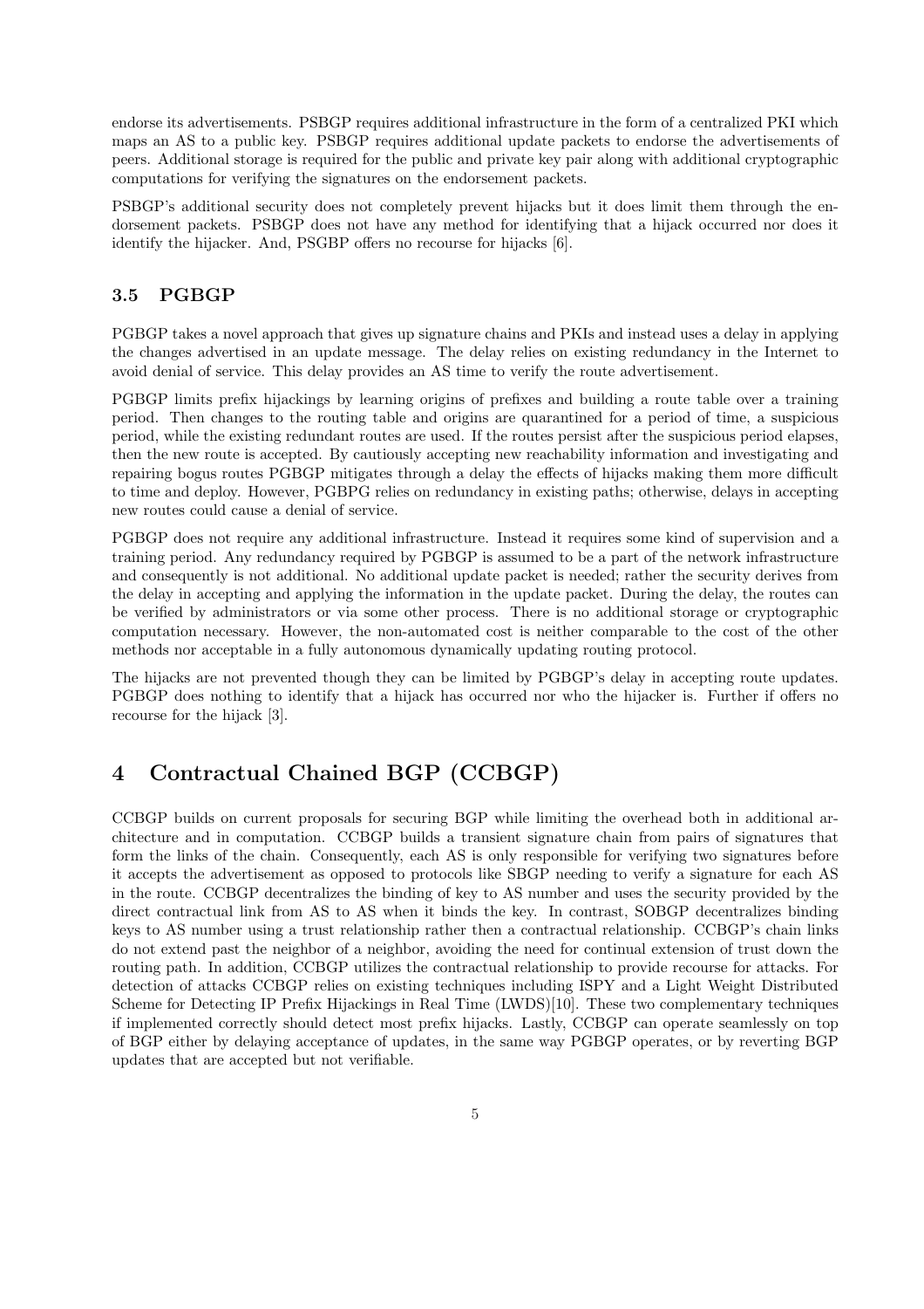endorse its advertisements. PSBGP requires additional infrastructure in the form of a centralized PKI which maps an AS to a public key. PSBGP requires additional update packets to endorse the advertisements of peers. Additional storage is required for the public and private key pair along with additional cryptographic computations for verifying the signatures on the endorsement packets.

PSBGP's additional security does not completely prevent hijacks but it does limit them through the endorsement packets. PSBGP does not have any method for identifying that a hijack occurred nor does it identify the hijacker. And, PSGBP offers no recourse for hijacks [6].

### 3.5 PGBGP

PGBGP takes a novel approach that gives up signature chains and PKIs and instead uses a delay in applying the changes advertised in an update message. The delay relies on existing redundancy in the Internet to avoid denial of service. This delay provides an AS time to verify the route advertisement.

PGBGP limits prefix hijackings by learning origins of prefixes and building a route table over a training period. Then changes to the routing table and origins are quarantined for a period of time, a suspicious period, while the existing redundant routes are used. If the routes persist after the suspicious period elapses, then the new route is accepted. By cautiously accepting new reachability information and investigating and repairing bogus routes PGBGP mitigates through a delay the effects of hijacks making them more difficult to time and deploy. However, PGBPG relies on redundancy in existing paths; otherwise, delays in accepting new routes could cause a denial of service.

PGBGP does not require any additional infrastructure. Instead it requires some kind of supervision and a training period. Any redundancy required by PGBGP is assumed to be a part of the network infrastructure and consequently is not additional. No additional update packet is needed; rather the security derives from the delay in accepting and applying the information in the update packet. During the delay, the routes can be verified by administrators or via some other process. There is no additional storage or cryptographic computation necessary. However, the non-automated cost is neither comparable to the cost of the other methods nor acceptable in a fully autonomous dynamically updating routing protocol.

The hijacks are not prevented though they can be limited by PGBGP's delay in accepting route updates. PGBGP does nothing to identify that a hijack has occurred nor who the hijacker is. Further if offers no recourse for the hijack [3].

## 4 Contractual Chained BGP (CCBGP)

CCBGP builds on current proposals for securing BGP while limiting the overhead both in additional architecture and in computation. CCBGP builds a transient signature chain from pairs of signatures that form the links of the chain. Consequently, each AS is only responsible for verifying two signatures before it accepts the advertisement as opposed to protocols like SBGP needing to verify a signature for each AS in the route. CCBGP decentralizes the binding of key to AS number and uses the security provided by the direct contractual link from AS to AS when it binds the key. In contrast, SOBGP decentralizes binding keys to AS number using a trust relationship rather then a contractual relationship. CCBGP's chain links do not extend past the neighbor of a neighbor, avoiding the need for continual extension of trust down the routing path. In addition, CCBGP utilizes the contractual relationship to provide recourse for attacks. For detection of attacks CCBGP relies on existing techniques including ISPY and a Light Weight Distributed Scheme for Detecting IP Prefix Hijackings in Real Time (LWDS)[10]. These two complementary techniques if implemented correctly should detect most prefix hijacks. Lastly, CCBGP can operate seamlessly on top of BGP either by delaying acceptance of updates, in the same way PGBGP operates, or by reverting BGP updates that are accepted but not verifiable.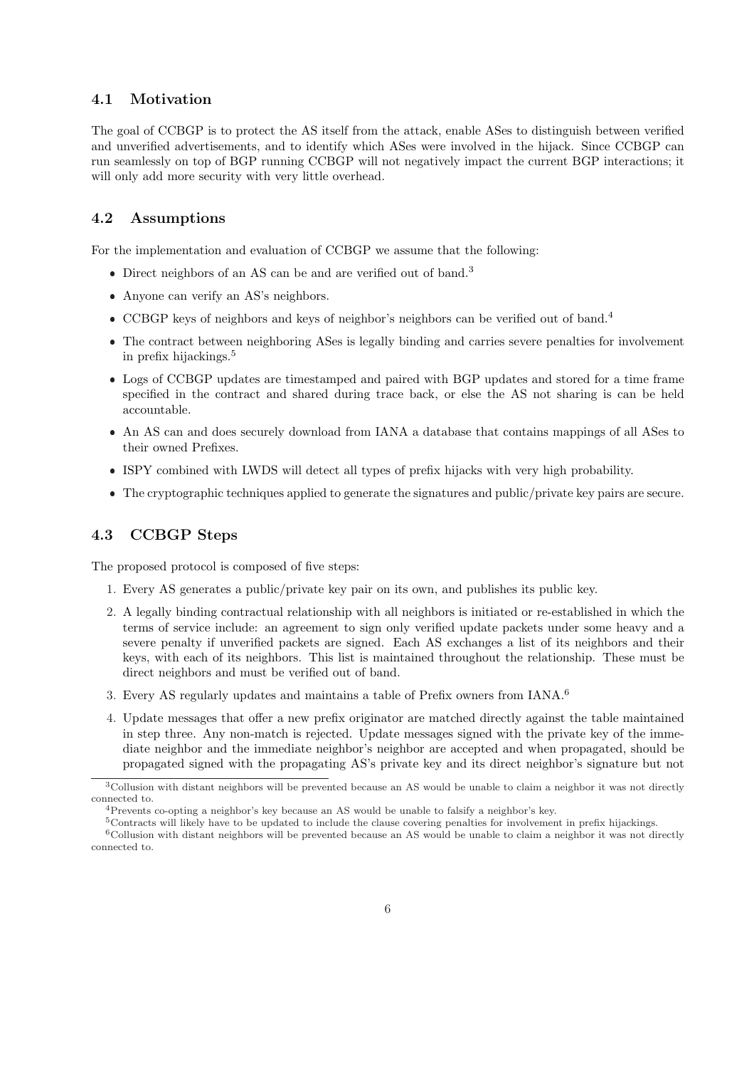### 4.1 Motivation

The goal of CCBGP is to protect the AS itself from the attack, enable ASes to distinguish between verified and unverified advertisements, and to identify which ASes were involved in the hijack. Since CCBGP can run seamlessly on top of BGP running CCBGP will not negatively impact the current BGP interactions; it will only add more security with very little overhead.

### 4.2 Assumptions

For the implementation and evaluation of CCBGP we assume that the following:

- Direct neighbors of an AS can be and are verified out of band.[3]
- Anyone can verify an AS's neighbors.
- CCBGP keys of neighbors and keys of neighbor's neighbors can be verified out of band.[4]
- The contract between neighboring ASes is legally binding and carries severe penalties for involvement in prefix hijackings.[5]
- Logs of CCBGP updates are timestamped and paired with BGP updates and stored for a time frame specified in the contract and shared during trace back, or else the AS not sharing is can be held accountable.
- An AS can and does securely download from IANA a database that contains mappings of all ASes to their owned Prefixes.
- ISPY combined with LWDS will detect all types of prefix hijacks with very high probability.
- The cryptographic techniques applied to generate the signatures and public/private key pairs are secure.

### 4.3 CCBGP Steps

The proposed protocol is composed of five steps:

1. Every AS generates a public/private key pair on its own, and publishes its public key.
2. A legally binding contractual relationship with all neighbors is initiated or re-established in which the terms of service include: an agreement to sign only verified update packets under some heavy and a severe penalty if unverified packets are signed. Each AS exchanges a list of its neighbors and their keys, with each of its neighbors. This list is maintained throughout the relationship. These must be direct neighbors and must be verified out of band.
3. Every AS regularly updates and maintains a table of Prefix owners from IANA.[6]
4. Update messages that offer a new prefix originator are matched directly against the table maintained in step three. Any non-match is rejected. Update messages signed with the private key of the immediate neighbor and the immediate neighbor's neighbor are accepted and when propagated, should be propagated signed with the propagating AS's private key and its direct neighbor's signature but not

---

[3] Collusion with distant neighbors will be prevented because an AS would be unable to claim a neighbor it was not directly connected to.

[4] Prevents co-opting a neighbor's key because an AS would be unable to falsify a neighbor's key.

[5] Contracts will likely have to be updated to include the clause covering penalties for involvement in prefix hijackings.

[6] Collusion with distant neighbors will be prevented because an AS would be unable to claim a neighbor it was not directly connected to.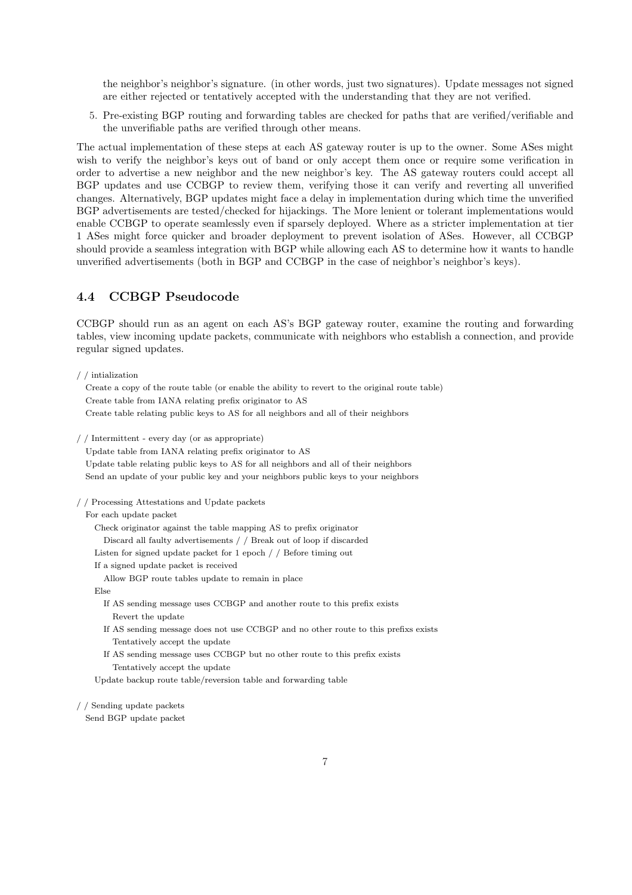the neighbor's neighbor's signature. (in other words, just two signatures). Update messages not signed are either rejected or tentatively accepted with the understanding that they are not verified.

5. Pre-existing BGP routing and forwarding tables are checked for paths that are verified/verifiable and the unverifiable paths are verified through other means.

The actual implementation of these steps at each AS gateway router is up to the owner. Some ASes might wish to verify the neighbor's keys out of band or only accept them once or require some verification in order to advertise a new neighbor and the new neighbor's key. The AS gateway routers could accept all BGP updates and use CCBGP to review them, verifying those it can verify and reverting all unverified changes. Alternatively, BGP updates might face a delay in implementation during which time the unverified BGP advertisements are tested/checked for hijackings. The More lenient or tolerant implementations would enable CCBGP to operate seamlessly even if sparsely deployed. Where as a stricter implementation at tier 1 ASes might force quicker and broader deployment to prevent isolation of ASes. However, all CCBGP should provide a seamless integration with BGP while allowing each AS to determine how it wants to handle unverified advertisements (both in BGP and CCBGP in the case of neighbor's neighbor's keys).

## 4.4 CCBGP Pseudocode

CCBGP should run as an agent on each AS's BGP gateway router, examine the routing and forwarding tables, view incoming update packets, communicate with neighbors who establish a connection, and provide regular signed updates.

```
/ / intialization
  Create a copy of the route table (or enable the ability to revert to the original route table)
  Create table from IANA relating prefix originator to AS
  Create table relating public keys to AS for all neighbors and all of their neighbors

/ / Intermittent - every day (or as appropriate)
  Update table from IANA relating prefix originator to AS
  Update table relating public keys to AS for all neighbors and all of their neighbors
  Send an update of your public key and your neighbors public keys to your neighbors

/ / Processing Attestations and Update packets
  For each update packet
    Check originator against the table mapping AS to prefix originator
      Discard all faulty advertisements / / Break out of loop if discarded
    Listen for signed update packet for 1 epoch / / Before timing out
    If a signed update packet is received
      Allow BGP route tables update to remain in place
    Else
      If AS sending message uses CCBGP and another route to this prefix exists
        Revert the update
      If AS sending message does not use CCBGP and no other route to this prefixs exists
        Tentatively accept the update
      If AS sending message uses CCBGP but no other route to this prefix exists
        Tentatively accept the update
    Update backup route table/reversion table and forwarding table

/ / Sending update packets
  Send BGP update packet
```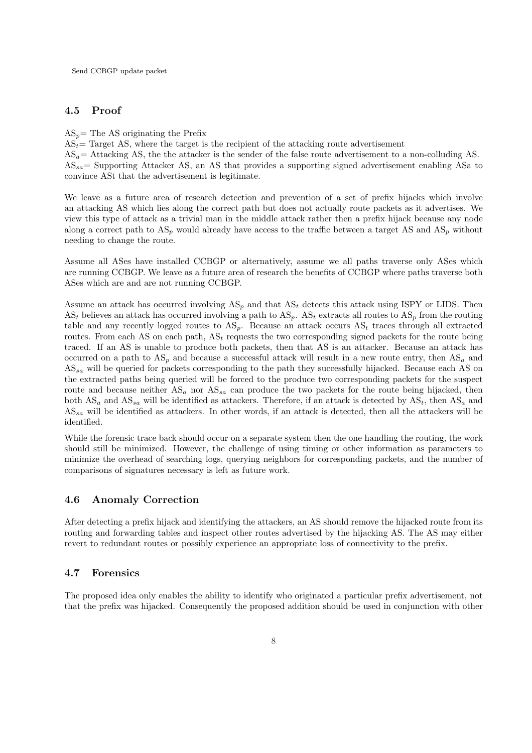Send CCBGP update packet

### 4.5 Proof

$AS_p$= The AS originating the Prefix
$AS_t$= Target AS, where the target is the recipient of the attacking route advertisement
$AS_a$= Attacking AS, the the attacker is the sender of the false route advertisement to a non-colluding AS.
$AS_{sa}$= Supporting Attacker AS, an AS that provides a supporting signed advertisement enabling ASa to convince ASt that the advertisement is legitimate.

We leave as a future area of research detection and prevention of a set of prefix hijacks which involve an attacking AS which lies along the correct path but does not actually route packets as it advertises. We view this type of attack as a trivial man in the middle attack rather then a prefix hijack because any node along a correct path to $AS_p$ would already have access to the traffic between a target AS and $AS_p$ without needing to change the route.

Assume all ASes have installed CCBGP or alternatively, assume we all paths traverse only ASes which are running CCBGP. We leave as a future area of research the benefits of CCBGP where paths traverse both ASes which are and are not running CCBGP.

Assume an attack has occurred involving $AS_p$ and that $AS_t$ detects this attack using ISPY or LIDS. Then $AS_t$ believes an attack has occurred involving a path to $AS_p$. $AS_t$ extracts all routes to $AS_p$ from the routing table and any recently logged routes to $AS_p$. Because an attack occurs $AS_t$ traces through all extracted routes. From each AS on each path, $AS_t$ requests the two corresponding signed packets for the route being traced. If an AS is unable to produce both packets, then that AS is an attacker. Because an attack has occurred on a path to $AS_p$ and because a successful attack will result in a new route entry, then $AS_a$ and $AS_{sa}$ will be queried for packets corresponding to the path they successfully hijacked. Because each AS on the extracted paths being queried will be forced to the produce two corresponding packets for the suspect route and because neither $AS_a$ nor $AS_{sa}$ can produce the two packets for the route being hijacked, then both $AS_a$ and $AS_{sa}$ will be identified as attackers. Therefore, if an attack is detected by $AS_t$, then $AS_a$ and $AS_{sa}$ will be identified as attackers. In other words, if an attack is detected, then all the attackers will be identified.

While the forensic trace back should occur on a separate system then the one handling the routing, the work should still be minimized. However, the challenge of using timing or other information as parameters to minimize the overhead of searching logs, querying neighbors for corresponding packets, and the number of comparisons of signatures necessary is left as future work.

### 4.6 Anomaly Correction

After detecting a prefix hijack and identifying the attackers, an AS should remove the hijacked route from its routing and forwarding tables and inspect other routes advertised by the hijacking AS. The AS may either revert to redundant routes or possibly experience an appropriate loss of connectivity to the prefix.

### 4.7 Forensics

The proposed idea only enables the ability to identify who originated a particular prefix advertisement, not that the prefix was hijacked. Consequently the proposed addition should be used in conjunction with other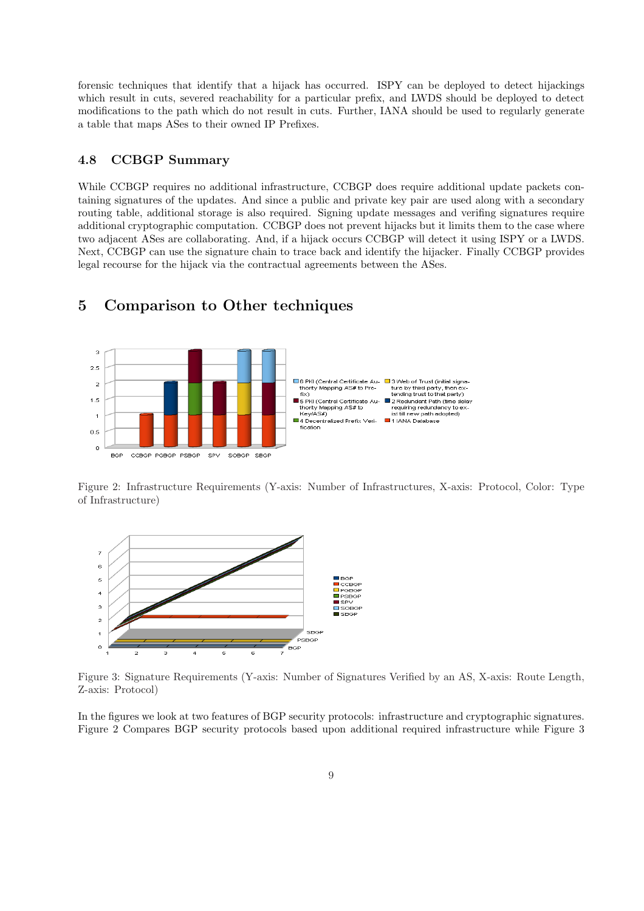forensic techniques that identify that a hijack has occurred. ISPY can be deployed to detect hijackings which result in cuts, severed reachability for a particular prefix, and LWDS should be deployed to detect modifications to the path which do not result in cuts. Further, IANA should be used to regularly generate a table that maps ASes to their owned IP Prefixes.

### 4.8 CCBGP Summary

While CCBGP requires no additional infrastructure, CCBGP does require additional update packets containing signatures of the updates. And since a public and private key pair are used along with a secondary routing table, additional storage is also required. Signing update messages and verifing signatures require additional cryptographic computation. CCBGP does not prevent hijacks but it limits them to the case where two adjacent ASes are collaborating. And, if a hijack occurs CCBGP will detect it using ISPY or a LWDS. Next, CCBGP can use the signature chain to trace back and identify the hijacker. Finally CCBGP provides legal recourse for the hijack via the contractual agreements between the ASes.

## 5 Comparison to Other techniques

Figure 2: Infrastructure Requirements (Y-axis: Number of Infrastructures, X-axis: Protocol, Color: Type of Infrastructure)

Figure 3: Signature Requirements (Y-axis: Number of Signatures Verified by an AS, X-axis: Route Length, Z-axis: Protocol)

In the figures we look at two features of BGP security protocols: infrastructure and cryptographic signatures. Figure 2 Compares BGP security protocols based upon additional required infrastructure while Figure 3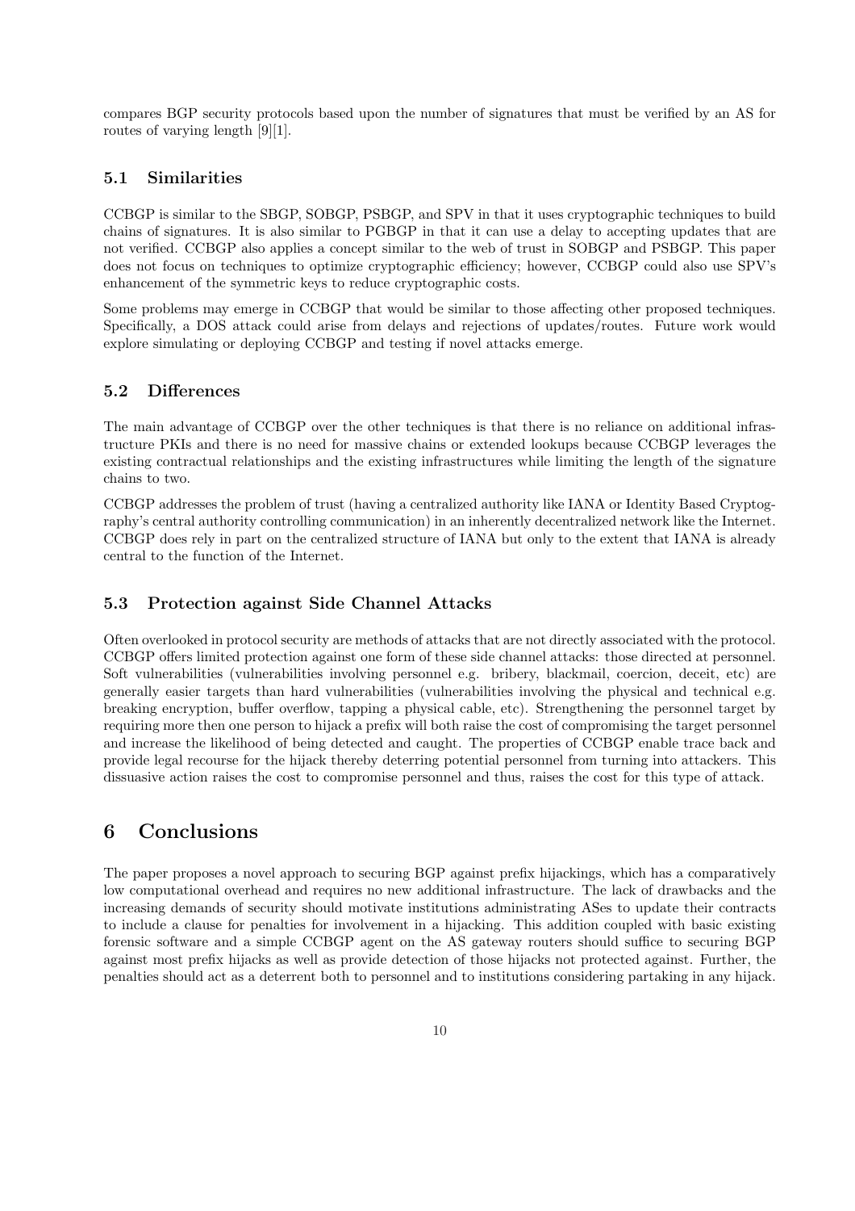compares BGP security protocols based upon the number of signatures that must be verified by an AS for routes of varying length [9][1].

### 5.1 Similarities

CCBGP is similar to the SBGP, SOBGP, PSBGP, and SPV in that it uses cryptographic techniques to build chains of signatures. It is also similar to PGBGP in that it can use a delay to accepting updates that are not verified. CCBGP also applies a concept similar to the web of trust in SOBGP and PSBGP. This paper does not focus on techniques to optimize cryptographic efficiency; however, CCBGP could also use SPV's enhancement of the symmetric keys to reduce cryptographic costs.

Some problems may emerge in CCBGP that would be similar to those affecting other proposed techniques. Specifically, a DOS attack could arise from delays and rejections of updates/routes. Future work would explore simulating or deploying CCBGP and testing if novel attacks emerge.

### 5.2 Differences

The main advantage of CCBGP over the other techniques is that there is no reliance on additional infrastructure PKIs and there is no need for massive chains or extended lookups because CCBGP leverages the existing contractual relationships and the existing infrastructures while limiting the length of the signature chains to two.

CCBGP addresses the problem of trust (having a centralized authority like IANA or Identity Based Cryptography's central authority controlling communication) in an inherently decentralized network like the Internet. CCBGP does rely in part on the centralized structure of IANA but only to the extent that IANA is already central to the function of the Internet.

### 5.3 Protection against Side Channel Attacks

Often overlooked in protocol security are methods of attacks that are not directly associated with the protocol. CCBGP offers limited protection against one form of these side channel attacks: those directed at personnel. Soft vulnerabilities (vulnerabilities involving personnel e.g. bribery, blackmail, coercion, deceit, etc) are generally easier targets than hard vulnerabilities (vulnerabilities involving the physical and technical e.g. breaking encryption, buffer overflow, tapping a physical cable, etc). Strengthening the personnel target by requiring more then one person to hijack a prefix will both raise the cost of compromising the target personnel and increase the likelihood of being detected and caught. The properties of CCBGP enable trace back and provide legal recourse for the hijack thereby deterring potential personnel from turning into attackers. This dissuasive action raises the cost to compromise personnel and thus, raises the cost for this type of attack.

## 6 Conclusions

The paper proposes a novel approach to securing BGP against prefix hijackings, which has a comparatively low computational overhead and requires no new additional infrastructure. The lack of drawbacks and the increasing demands of security should motivate institutions administrating ASes to update their contracts to include a clause for penalties for involvement in a hijacking. This addition coupled with basic existing forensic software and a simple CCBGP agent on the AS gateway routers should suffice to securing BGP against most prefix hijacks as well as provide detection of those hijacks not protected against. Further, the penalties should act as a deterrent both to personnel and to institutions considering partaking in any hijack.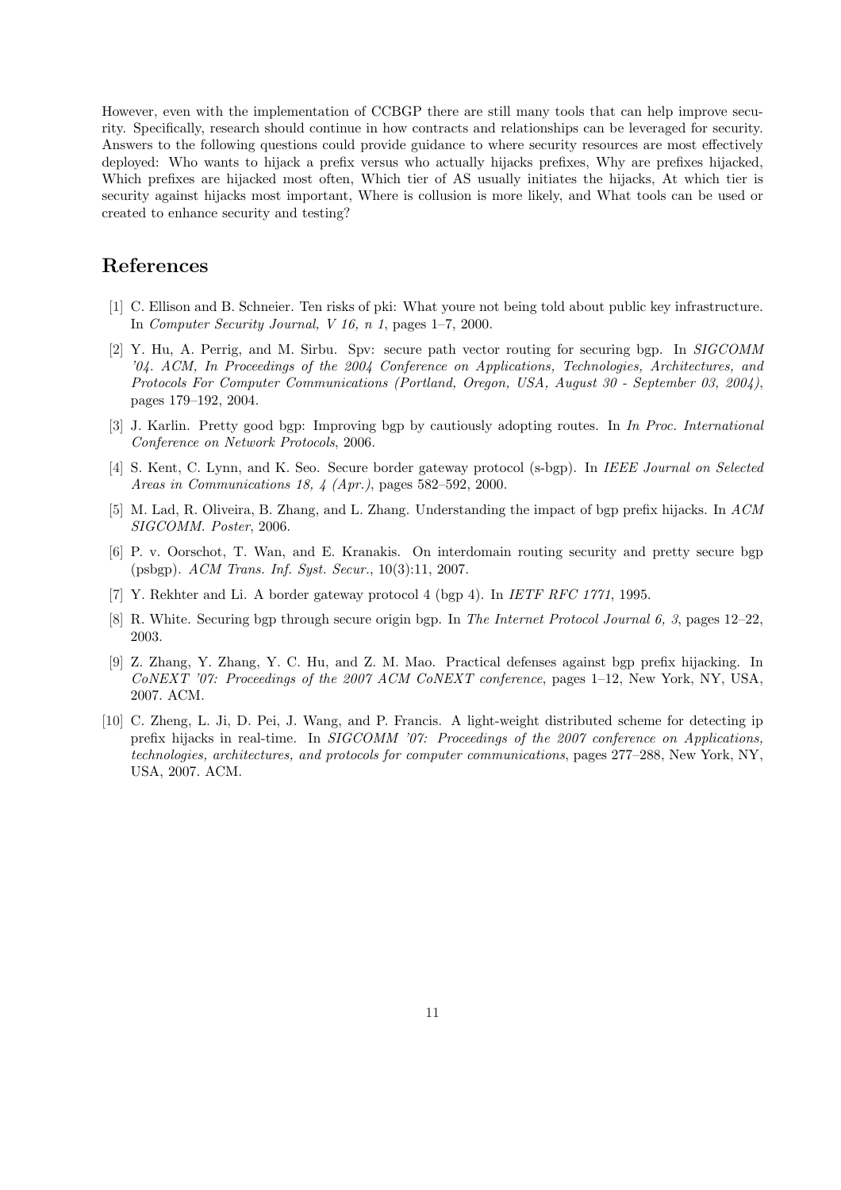However, even with the implementation of CCBGP there are still many tools that can help improve security. Specifically, research should continue in how contracts and relationships can be leveraged for security. Answers to the following questions could provide guidance to where security resources are most effectively deployed: Who wants to hijack a prefix versus who actually hijacks prefixes, Why are prefixes hijacked, Which prefixes are hijacked most often, Which tier of AS usually initiates the hijacks, At which tier is security against hijacks most important, Where is collusion is more likely, and What tools can be used or created to enhance security and testing?

## References

[1] C. Ellison and B. Schneier. Ten risks of pki: What youre not being told about public key infrastructure. In *Computer Security Journal, V 16, n 1*, pages 1–7, 2000.

[2] Y. Hu, A. Perrig, and M. Sirbu. Spv: secure path vector routing for securing bgp. In *SIGCOMM '04. ACM, In Proceedings of the 2004 Conference on Applications, Technologies, Architectures, and Protocols For Computer Communications (Portland, Oregon, USA, August 30 - September 03, 2004)*, pages 179–192, 2004.

[3] J. Karlin. Pretty good bgp: Improving bgp by cautiously adopting routes. In *In Proc. International Conference on Network Protocols*, 2006.

[4] S. Kent, C. Lynn, and K. Seo. Secure border gateway protocol (s-bgp). In *IEEE Journal on Selected Areas in Communications 18, 4 (Apr.)*, pages 582–592, 2000.

[5] M. Lad, R. Oliveira, B. Zhang, and L. Zhang. Understanding the impact of bgp prefix hijacks. In *ACM SIGCOMM. Poster*, 2006.

[6] P. v. Oorschot, T. Wan, and E. Kranakis. On interdomain routing security and pretty secure bgp (psbgp). *ACM Trans. Inf. Syst. Secur.*, 10(3):11, 2007.

[7] Y. Rekhter and Li. A border gateway protocol 4 (bgp 4). In *IETF RFC 1771*, 1995.

[8] R. White. Securing bgp through secure origin bgp. In *The Internet Protocol Journal 6, 3*, pages 12–22, 2003.

[9] Z. Zhang, Y. Zhang, Y. C. Hu, and Z. M. Mao. Practical defenses against bgp prefix hijacking. In *CoNEXT '07: Proceedings of the 2007 ACM CoNEXT conference*, pages 1–12, New York, NY, USA, 2007. ACM.

[10] C. Zheng, L. Ji, D. Pei, J. Wang, and P. Francis. A light-weight distributed scheme for detecting ip prefix hijacks in real-time. In *SIGCOMM '07: Proceedings of the 2007 conference on Applications, technologies, architectures, and protocols for computer communications*, pages 277–288, New York, NY, USA, 2007. ACM.